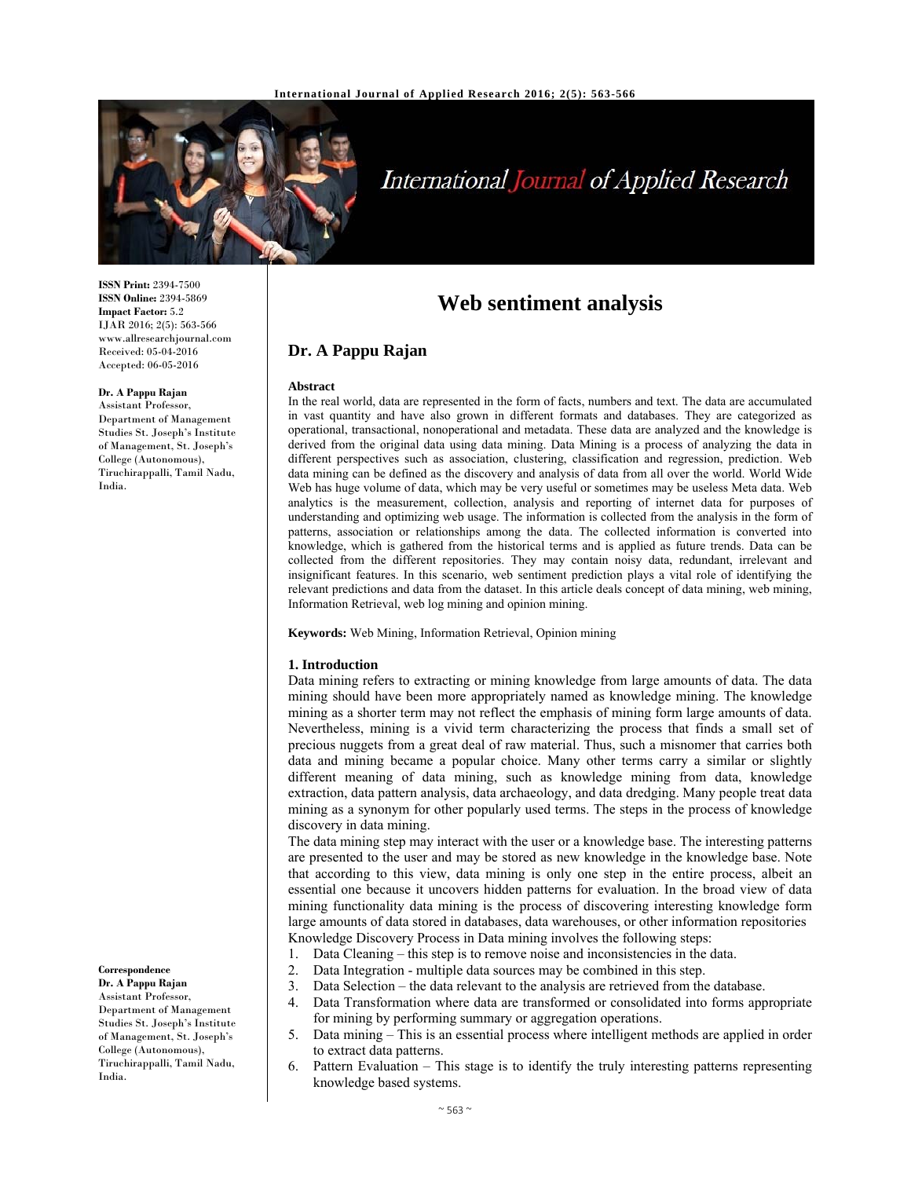ISSN Print: 2394-7500
ISSN Online: 2394-5869
Impact Factor: 5.2
IJAR 2016; 2(5): 563-566
www.allresearchjournal.com
Received: 05-04-2016
Accepted: 06-05-2016

**Dr. A Pappu Rajan**
Assistant Professor, Department of Management Studies St. Joseph's Institute of Management, St. Joseph's College (Autonomous), Tiruchirappalli, Tamil Nadu, India.

**Correspondence**
**Dr. A Pappu Rajan**
Assistant Professor, Department of Management Studies St. Joseph's Institute of Management, St. Joseph's College (Autonomous), Tiruchirappalli, Tamil Nadu, India.

# Web sentiment analysis

## Dr. A Pappu Rajan

### Abstract

In the real world, data are represented in the form of facts, numbers and text. The data are accumulated in vast quantity and have also grown in different formats and databases. They are categorized as operational, transactional, nonoperational and metadata. These data are analyzed and the knowledge is derived from the original data using data mining. Data Mining is a process of analyzing the data in different perspectives such as association, clustering, classification and regression, prediction. Web data mining can be defined as the discovery and analysis of data from all over the world. World Wide Web has huge volume of data, which may be very useful or sometimes may be useless Meta data. Web analytics is the measurement, collection, analysis and reporting of internet data for purposes of understanding and optimizing web usage. The information is collected from the analysis in the form of patterns, association or relationships among the data. The collected information is converted into knowledge, which is gathered from the historical terms and is applied as future trends. Data can be collected from the different repositories. They may contain noisy data, redundant, irrelevant and insignificant features. In this scenario, web sentiment prediction plays a vital role of identifying the relevant predictions and data from the dataset. In this article deals concept of data mining, web mining, Information Retrieval, web log mining and opinion mining.

**Keywords:** Web Mining, Information Retrieval, Opinion mining

### 1. Introduction

Data mining refers to extracting or mining knowledge from large amounts of data. The data mining should have been more appropriately named as knowledge mining. The knowledge mining as a shorter term may not reflect the emphasis of mining form large amounts of data. Nevertheless, mining is a vivid term characterizing the process that finds a small set of precious nuggets from a great deal of raw material. Thus, such a misnomer that carries both data and mining became a popular choice. Many other terms carry a similar or slightly different meaning of data mining, such as knowledge mining from data, knowledge extraction, data pattern analysis, data archaeology, and data dredging. Many people treat data mining as a synonym for other popularly used terms. The steps in the process of knowledge discovery in data mining.

The data mining step may interact with the user or a knowledge base. The interesting patterns are presented to the user and may be stored as new knowledge in the knowledge base. Note that according to this view, data mining is only one step in the entire process, albeit an essential one because it uncovers hidden patterns for evaluation. In the broad view of data mining functionality data mining is the process of discovering interesting knowledge form large amounts of data stored in databases, data warehouses, or other information repositories

Knowledge Discovery Process in Data mining involves the following steps:

1. Data Cleaning – this step is to remove noise and inconsistencies in the data.
2. Data Integration - multiple data sources may be combined in this step.
3. Data Selection – the data relevant to the analysis are retrieved from the database.
4. Data Transformation where data are transformed or consolidated into forms appropriate for mining by performing summary or aggregation operations.
5. Data mining – This is an essential process where intelligent methods are applied in order to extract data patterns.
6. Pattern Evaluation – This stage is to identify the truly interesting patterns representing knowledge based systems.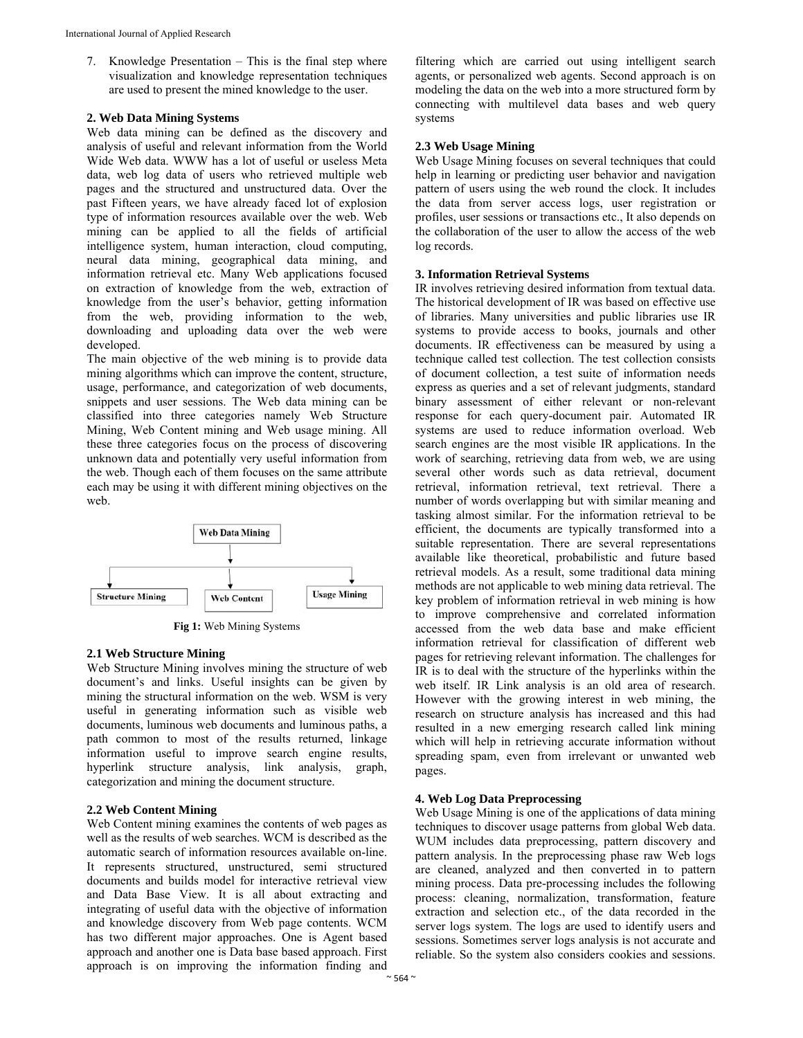7. Knowledge Presentation – This is the final step where visualization and knowledge representation techniques are used to present the mined knowledge to the user.

## 2. Web Data Mining Systems

Web data mining can be defined as the discovery and analysis of useful and relevant information from the World Wide Web data. WWW has a lot of useful or useless Meta data, web log data of users who retrieved multiple web pages and the structured and unstructured data. Over the past Fifteen years, we have already faced lot of explosion type of information resources available over the web. Web mining can be applied to all the fields of artificial intelligence system, human interaction, cloud computing, neural data mining, geographical data mining, and information retrieval etc. Many Web applications focused on extraction of knowledge from the web, extraction of knowledge from the user's behavior, getting information from the web, providing information to the web, downloading and uploading data over the web were developed.

The main objective of the web mining is to provide data mining algorithms which can improve the content, structure, usage, performance, and categorization of web documents, snippets and user sessions. The Web data mining can be classified into three categories namely Web Structure Mining, Web Content mining and Web usage mining. All these three categories focus on the process of discovering unknown data and potentially very useful information from the web. Though each of them focuses on the same attribute each may be using it with different mining objectives on the web.

Web Data Mining → Structure Mining | Web Content | Usage Mining

**Fig 1:** Web Mining Systems

### 2.1 Web Structure Mining

Web Structure Mining involves mining the structure of web document's and links. Useful insights can be given by mining the structural information on the web. WSM is very useful in generating information such as visible web documents, luminous web documents and luminous paths, a path common to most of the results returned, linkage information useful to improve search engine results, hyperlink structure analysis, link analysis, graph, categorization and mining the document structure.

### 2.2 Web Content Mining

Web Content mining examines the contents of web pages as well as the results of web searches. WCM is described as the automatic search of information resources available on-line. It represents structured, unstructured, semi structured documents and builds model for interactive retrieval view and Data Base View. It is all about extracting and integrating of useful data with the objective of information and knowledge discovery from Web page contents. WCM has two different major approaches. One is Agent based approach and another one is Data base based approach. First approach is on improving the information finding and filtering which are carried out using intelligent search agents, or personalized web agents. Second approach is on modeling the data on the web into a more structured form by connecting with multilevel data bases and web query systems

### 2.3 Web Usage Mining

Web Usage Mining focuses on several techniques that could help in learning or predicting user behavior and navigation pattern of users using the web round the clock. It includes the data from server access logs, user registration or profiles, user sessions or transactions etc., It also depends on the collaboration of the user to allow the access of the web log records.

## 3. Information Retrieval Systems

IR involves retrieving desired information from textual data. The historical development of IR was based on effective use of libraries. Many universities and public libraries use IR systems to provide access to books, journals and other documents. IR effectiveness can be measured by using a technique called test collection. The test collection consists of document collection, a test suite of information needs express as queries and a set of relevant judgments, standard binary assessment of either relevant or non-relevant response for each query-document pair. Automated IR systems are used to reduce information overload. Web search engines are the most visible IR applications. In the work of searching, retrieving data from web, we are using several other words such as data retrieval, document retrieval, information retrieval, text retrieval. There a number of words overlapping but with similar meaning and tasking almost similar. For the information retrieval to be efficient, the documents are typically transformed into a suitable representation. There are several representations available like theoretical, probabilistic and future based retrieval models. As a result, some traditional data mining methods are not applicable to web mining data retrieval. The key problem of information retrieval in web mining is how to improve comprehensive and correlated information accessed from the web data base and make efficient information retrieval for classification of different web pages for retrieving relevant information. The challenges for IR is to deal with the structure of the hyperlinks within the web itself. IR Link analysis is an old area of research. However with the growing interest in web mining, the research on structure analysis has increased and this had resulted in a new emerging research called link mining which will help in retrieving accurate information without spreading spam, even from irrelevant or unwanted web pages.

## 4. Web Log Data Preprocessing

Web Usage Mining is one of the applications of data mining techniques to discover usage patterns from global Web data. WUM includes data preprocessing, pattern discovery and pattern analysis. In the preprocessing phase raw Web logs are cleaned, analyzed and then converted in to pattern mining process. Data pre-processing includes the following process: cleaning, normalization, transformation, feature extraction and selection etc., of the data recorded in the server logs system. The logs are used to identify users and sessions. Sometimes server logs analysis is not accurate and reliable. So the system also considers cookies and sessions.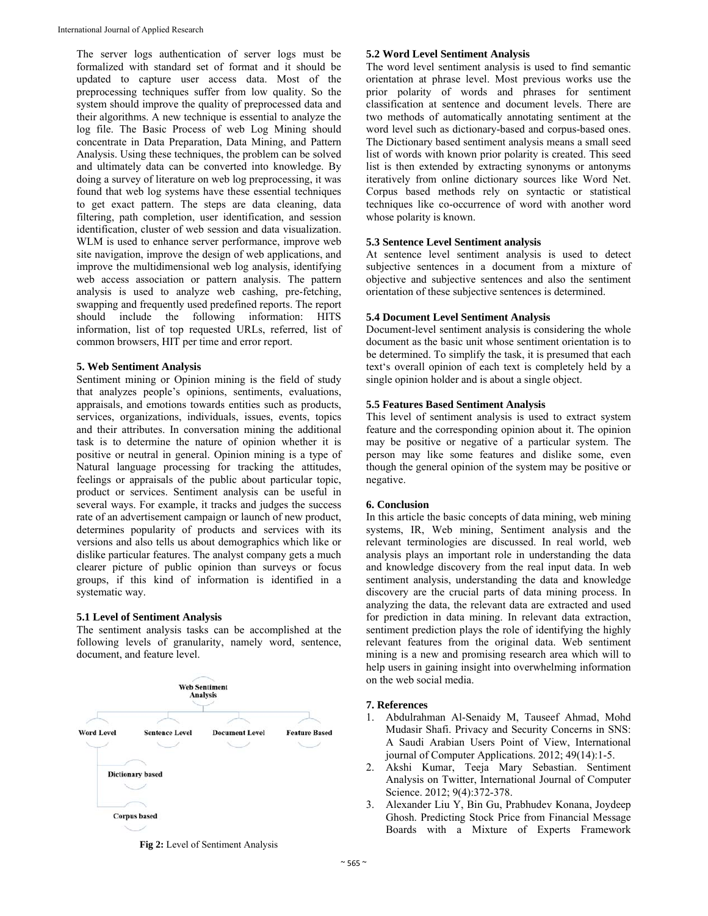The server logs authentication of server logs must be formalized with standard set of format and it should be updated to capture user access data. Most of the preprocessing techniques suffer from low quality. So the system should improve the quality of preprocessed data and their algorithms. A new technique is essential to analyze the log file. The Basic Process of web Log Mining should concentrate in Data Preparation, Data Mining, and Pattern Analysis. Using these techniques, the problem can be solved and ultimately data can be converted into knowledge. By doing a survey of literature on web log preprocessing, it was found that web log systems have these essential techniques to get exact pattern. The steps are data cleaning, data filtering, path completion, user identification, and session identification, cluster of web session and data visualization. WLM is used to enhance server performance, improve web site navigation, improve the design of web applications, and improve the multidimensional web log analysis, identifying web access association or pattern analysis. The pattern analysis is used to analyze web cashing, pre-fetching, swapping and frequently used predefined reports. The report should include the following information: HITS information, list of top requested URLs, referred, list of common browsers, HIT per time and error report.

## 5. Web Sentiment Analysis

Sentiment mining or Opinion mining is the field of study that analyzes people's opinions, sentiments, evaluations, appraisals, and emotions towards entities such as products, services, organizations, individuals, issues, events, topics and their attributes. In conversation mining the additional task is to determine the nature of opinion whether it is positive or neutral in general. Opinion mining is a type of Natural language processing for tracking the attitudes, feelings or appraisals of the public about particular topic, product or services. Sentiment analysis can be useful in several ways. For example, it tracks and judges the success rate of an advertisement campaign or launch of new product, determines popularity of products and services with its versions and also tells us about demographics which like or dislike particular features. The analyst company gets a much clearer picture of public opinion than surveys or focus groups, if this kind of information is identified in a systematic way.

### 5.1 Level of Sentiment Analysis

The sentiment analysis tasks can be accomplished at the following levels of granularity, namely word, sentence, document, and feature level.

Web Sentiment Analysis

Word Level | Sentence Level | Document Level | Feature Based

Dictionary based

Corpus based

**Fig 2:** Level of Sentiment Analysis

### 5.2 Word Level Sentiment Analysis

The word level sentiment analysis is used to find semantic orientation at phrase level. Most previous works use the prior polarity of words and phrases for sentiment classification at sentence and document levels. There are two methods of automatically annotating sentiment at the word level such as dictionary-based and corpus-based ones. The Dictionary based sentiment analysis means a small seed list of words with known prior polarity is created. This seed list is then extended by extracting synonyms or antonyms iteratively from online dictionary sources like Word Net. Corpus based methods rely on syntactic or statistical techniques like co-occurrence of word with another word whose polarity is known.

### 5.3 Sentence Level Sentiment analysis

At sentence level sentiment analysis is used to detect subjective sentences in a document from a mixture of objective and subjective sentences and also the sentiment orientation of these subjective sentences is determined.

### 5.4 Document Level Sentiment Analysis

Document-level sentiment analysis is considering the whole document as the basic unit whose sentiment orientation is to be determined. To simplify the task, it is presumed that each text's overall opinion of each text is completely held by a single opinion holder and is about a single object.

### 5.5 Features Based Sentiment Analysis

This level of sentiment analysis is used to extract system feature and the corresponding opinion about it. The opinion may be positive or negative of a particular system. The person may like some features and dislike some, even though the general opinion of the system may be positive or negative.

## 6. Conclusion

In this article the basic concepts of data mining, web mining systems, IR, Web mining, Sentiment analysis and the relevant terminologies are discussed. In real world, web analysis plays an important role in understanding the data and knowledge discovery from the real input data. In web sentiment analysis, understanding the data and knowledge discovery are the crucial parts of data mining process. In analyzing the data, the relevant data are extracted and used for prediction in data mining. In relevant data extraction, sentiment prediction plays the role of identifying the highly relevant features from the original data. Web sentiment mining is a new and promising research area which will to help users in gaining insight into overwhelming information on the web social media.

## 7. References

1. Abdulrahman Al-Senaidy M, Tauseef Ahmad, Mohd Mudasir Shafi. Privacy and Security Concerns in SNS: A Saudi Arabian Users Point of View, International journal of Computer Applications. 2012; 49(14):1-5.
2. Akshi Kumar, Teeja Mary Sebastian. Sentiment Analysis on Twitter, International Journal of Computer Science. 2012; 9(4):372-378.
3. Alexander Liu Y, Bin Gu, Prabhudev Konana, Joydeep Ghosh. Predicting Stock Price from Financial Message Boards with a Mixture of Experts Framework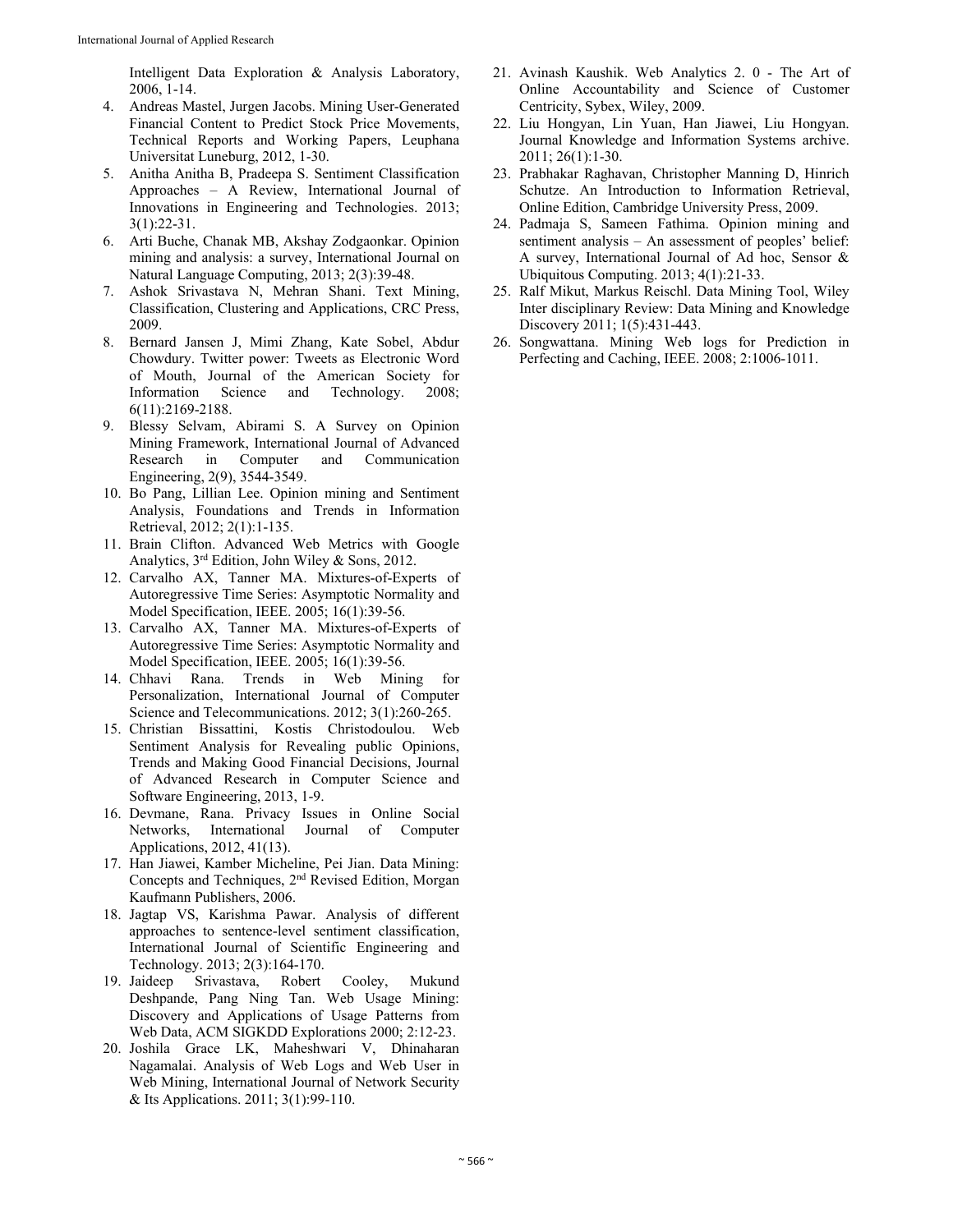Intelligent Data Exploration & Analysis Laboratory, 2006, 1-14.

4. Andreas Mastel, Jurgen Jacobs. Mining User-Generated Financial Content to Predict Stock Price Movements, Technical Reports and Working Papers, Leuphana Universitat Luneburg, 2012, 1-30.
5. Anitha Anitha B, Pradeepa S. Sentiment Classification Approaches – A Review, International Journal of Innovations in Engineering and Technologies. 2013; 3(1):22-31.
6. Arti Buche, Chanak MB, Akshay Zodgaonkar. Opinion mining and analysis: a survey, International Journal on Natural Language Computing, 2013; 2(3):39-48.
7. Ashok Srivastava N, Mehran Shani. Text Mining, Classification, Clustering and Applications, CRC Press, 2009.
8. Bernard Jansen J, Mimi Zhang, Kate Sobel, Abdur Chowdury. Twitter power: Tweets as Electronic Word of Mouth, Journal of the American Society for Information Science and Technology. 2008; 6(11):2169-2188.
9. Blessy Selvam, Abirami S. A Survey on Opinion Mining Framework, International Journal of Advanced Research in Computer and Communication Engineering, 2(9), 3544-3549.
10. Bo Pang, Lillian Lee. Opinion mining and Sentiment Analysis, Foundations and Trends in Information Retrieval, 2012; 2(1):1-135.
11. Brain Clifton. Advanced Web Metrics with Google Analytics, 3rd Edition, John Wiley & Sons, 2012.
12. Carvalho AX, Tanner MA. Mixtures-of-Experts of Autoregressive Time Series: Asymptotic Normality and Model Specification, IEEE. 2005; 16(1):39-56.
13. Carvalho AX, Tanner MA. Mixtures-of-Experts of Autoregressive Time Series: Asymptotic Normality and Model Specification, IEEE. 2005; 16(1):39-56.
14. Chhavi Rana. Trends in Web Mining for Personalization, International Journal of Computer Science and Telecommunications. 2012; 3(1):260-265.
15. Christian Bissattini, Kostis Christodoulou. Web Sentiment Analysis for Revealing public Opinions, Trends and Making Good Financial Decisions, Journal of Advanced Research in Computer Science and Software Engineering, 2013, 1-9.
16. Devmane, Rana. Privacy Issues in Online Social Networks, International Journal of Computer Applications, 2012, 41(13).
17. Han Jiawei, Kamber Micheline, Pei Jian. Data Mining: Concepts and Techniques, 2nd Revised Edition, Morgan Kaufmann Publishers, 2006.
18. Jagtap VS, Karishma Pawar. Analysis of different approaches to sentence-level sentiment classification, International Journal of Scientific Engineering and Technology. 2013; 2(3):164-170.
19. Jaideep Srivastava, Robert Cooley, Mukund Deshpande, Pang Ning Tan. Web Usage Mining: Discovery and Applications of Usage Patterns from Web Data, ACM SIGKDD Explorations 2000; 2:12-23.
20. Joshila Grace LK, Maheshwari V, Dhinaharan Nagamalai. Analysis of Web Logs and Web User in Web Mining, International Journal of Network Security & Its Applications. 2011; 3(1):99-110.
21. Avinash Kaushik. Web Analytics 2. 0 - The Art of Online Accountability and Science of Customer Centricity, Sybex, Wiley, 2009.
22. Liu Hongyan, Lin Yuan, Han Jiawei, Liu Hongyan. Journal Knowledge and Information Systems archive. 2011; 26(1):1-30.
23. Prabhakar Raghavan, Christopher Manning D, Hinrich Schutze. An Introduction to Information Retrieval, Online Edition, Cambridge University Press, 2009.
24. Padmaja S, Sameen Fathima. Opinion mining and sentiment analysis – An assessment of peoples' belief: A survey, International Journal of Ad hoc, Sensor & Ubiquitous Computing. 2013; 4(1):21-33.
25. Ralf Mikut, Markus Reischl. Data Mining Tool, Wiley Inter disciplinary Review: Data Mining and Knowledge Discovery 2011; 1(5):431-443.
26. Songwattana. Mining Web logs for Prediction in Perfecting and Caching, IEEE. 2008; 2:1006-1011.